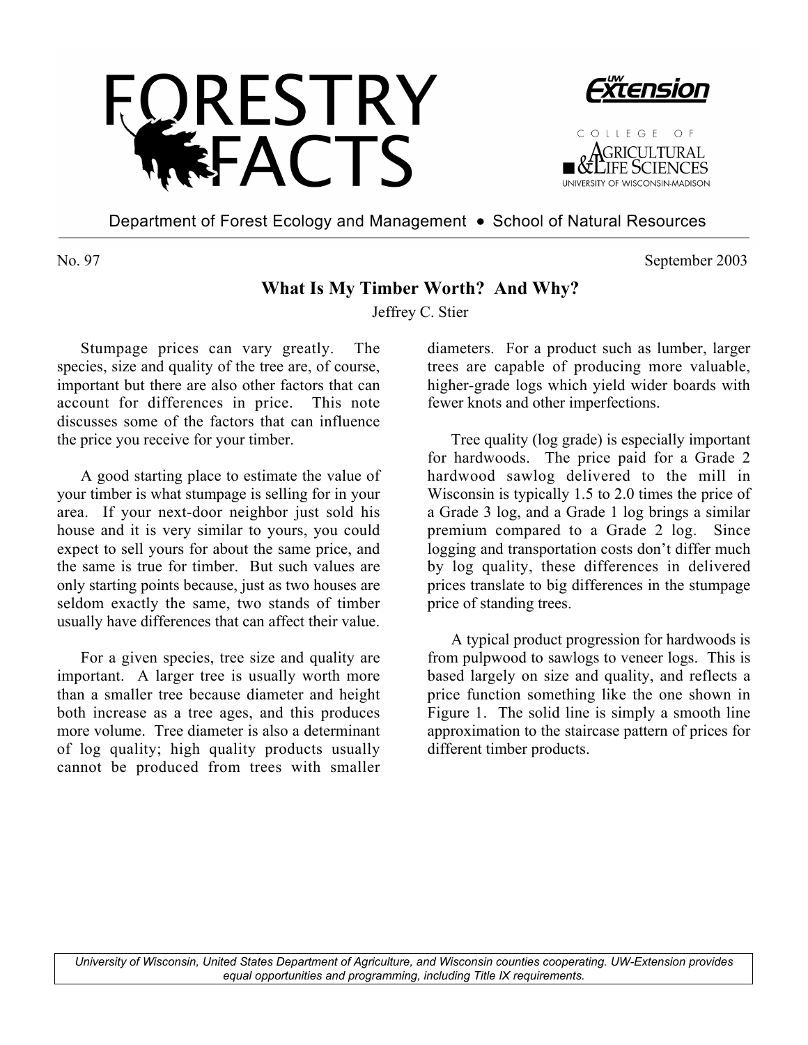# FORESTRY FACTS

Department of Forest Ecology and Management • School of Natural Resources

No. 97 September 2003

## What Is My Timber Worth? And Why?

Jeffrey C. Stier

Stumpage prices can vary greatly. The species, size and quality of the tree are, of course, important but there are also other factors that can account for differences in price. This note discusses some of the factors that can influence the price you receive for your timber.

A good starting place to estimate the value of your timber is what stumpage is selling for in your area. If your next-door neighbor just sold his house and it is very similar to yours, you could expect to sell yours for about the same price, and the same is true for timber. But such values are only starting points because, just as two houses are seldom exactly the same, two stands of timber usually have differences that can affect their value.

For a given species, tree size and quality are important. A larger tree is usually worth more than a smaller tree because diameter and height both increase as a tree ages, and this produces more volume. Tree diameter is also a determinant of log quality; high quality products usually cannot be produced from trees with smaller diameters. For a product such as lumber, larger trees are capable of producing more valuable, higher-grade logs which yield wider boards with fewer knots and other imperfections.

Tree quality (log grade) is especially important for hardwoods. The price paid for a Grade 2 hardwood sawlog delivered to the mill in Wisconsin is typically 1.5 to 2.0 times the price of a Grade 3 log, and a Grade 1 log brings a similar premium compared to a Grade 2 log. Since logging and transportation costs don't differ much by log quality, these differences in delivered prices translate to big differences in the stumpage price of standing trees.

A typical product progression for hardwoods is from pulpwood to sawlogs to veneer logs. This is based largely on size and quality, and reflects a price function something like the one shown in Figure 1. The solid line is simply a smooth line approximation to the staircase pattern of prices for different timber products.

*University of Wisconsin, United States Department of Agriculture, and Wisconsin counties cooperating. UW-Extension provides equal opportunities and programming, including Title IX requirements.*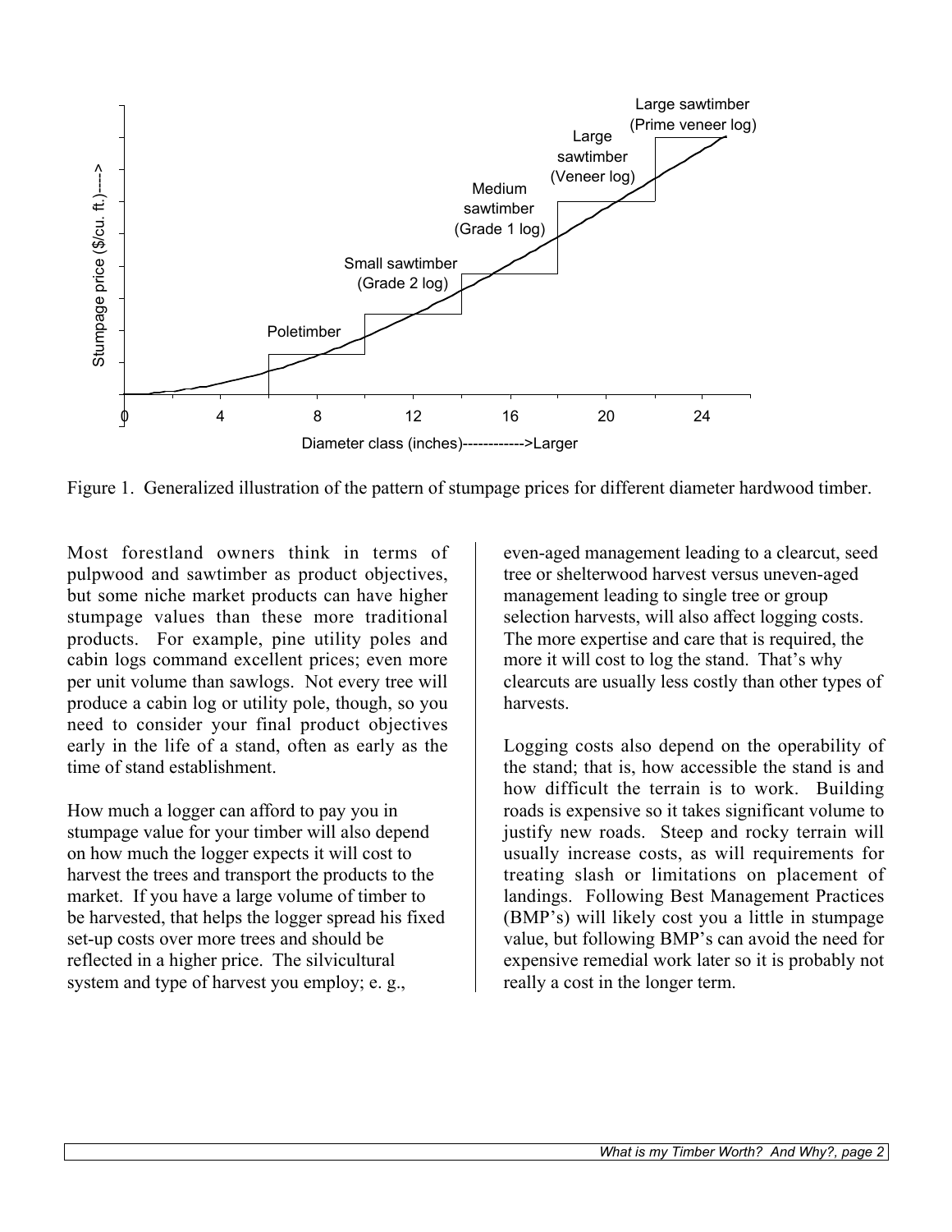Figure 1. Generalized illustration of the pattern of stumpage prices for different diameter hardwood timber.

Most forestland owners think in terms of pulpwood and sawtimber as product objectives, but some niche market products can have higher stumpage values than these more traditional products. For example, pine utility poles and cabin logs command excellent prices; even more per unit volume than sawlogs. Not every tree will produce a cabin log or utility pole, though, so you need to consider your final product objectives early in the life of a stand, often as early as the time of stand establishment.

How much a logger can afford to pay you in stumpage value for your timber will also depend on how much the logger expects it will cost to harvest the trees and transport the products to the market. If you have a large volume of timber to be harvested, that helps the logger spread his fixed set-up costs over more trees and should be reflected in a higher price. The silvicultural system and type of harvest you employ; e. g., even-aged management leading to a clearcut, seed tree or shelterwood harvest versus uneven-aged management leading to single tree or group selection harvests, will also affect logging costs. The more expertise and care that is required, the more it will cost to log the stand. That's why clearcuts are usually less costly than other types of harvests.

Logging costs also depend on the operability of the stand; that is, how accessible the stand is and how difficult the terrain is to work. Building roads is expensive so it takes significant volume to justify new roads. Steep and rocky terrain will usually increase costs, as will requirements for treating slash or limitations on placement of landings. Following Best Management Practices (BMP's) will likely cost you a little in stumpage value, but following BMP's can avoid the need for expensive remedial work later so it is probably not really a cost in the longer term.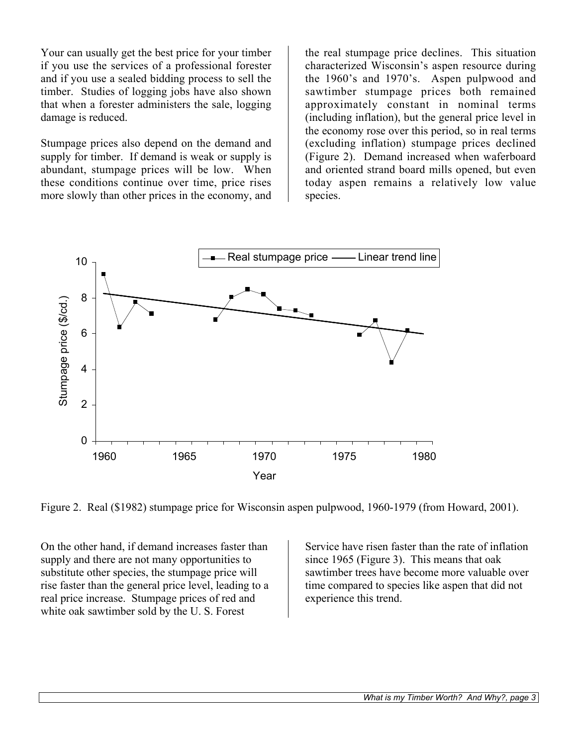Your can usually get the best price for your timber if you use the services of a professional forester and if you use a sealed bidding process to sell the timber. Studies of logging jobs have also shown that when a forester administers the sale, logging damage is reduced.

Stumpage prices also depend on the demand and supply for timber. If demand is weak or supply is abundant, stumpage prices will be low. When these conditions continue over time, price rises more slowly than other prices in the economy, and the real stumpage price declines. This situation characterized Wisconsin's aspen resource during the 1960's and 1970's. Aspen pulpwood and sawtimber stumpage prices both remained approximately constant in nominal terms (including inflation), but the general price level in the economy rose over this period, so in real terms (excluding inflation) stumpage prices declined (Figure 2). Demand increased when waferboard and oriented strand board mills opened, but even today aspen remains a relatively low value species.

Figure 2. Real ($1982) stumpage price for Wisconsin aspen pulpwood, 1960-1979 (from Howard, 2001).

On the other hand, if demand increases faster than supply and there are not many opportunities to substitute other species, the stumpage price will rise faster than the general price level, leading to a real price increase. Stumpage prices of red and white oak sawtimber sold by the U. S. Forest Service have risen faster than the rate of inflation since 1965 (Figure 3). This means that oak sawtimber trees have become more valuable over time compared to species like aspen that did not experience this trend.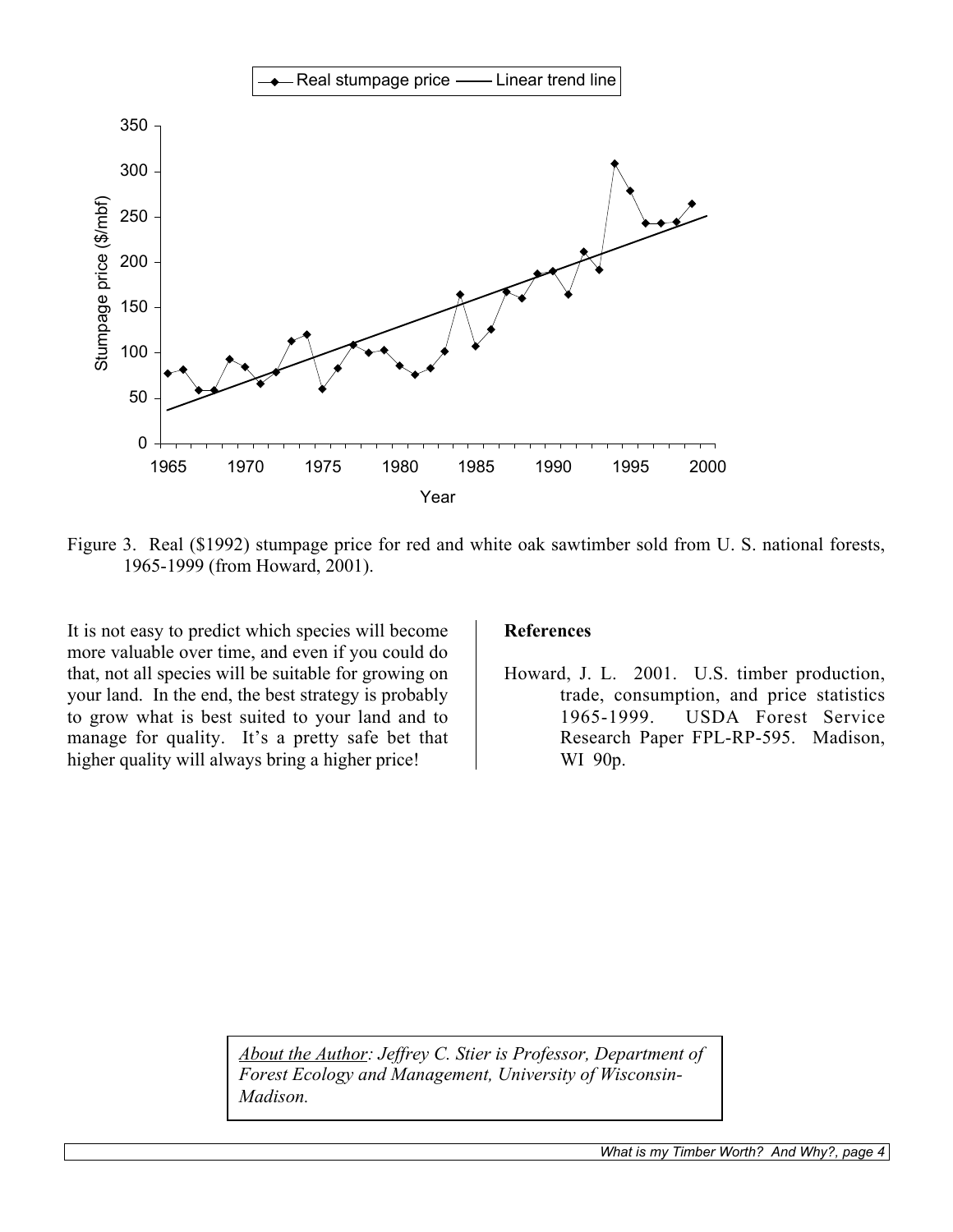Real stumpage price
Linear trend line

Stumpage price ($/mbf)

350
300
250
200
150
100
50
0

1965 1970 1975 1980 1985 1990 1995 2000

Year

Figure 3. Real ($1992) stumpage price for red and white oak sawtimber sold from U. S. national forests, 1965-1999 (from Howard, 2001).

It is not easy to predict which species will become more valuable over time, and even if you could do that, not all species will be suitable for growing on your land. In the end, the best strategy is probably to grow what is best suited to your land and to manage for quality. It's a pretty safe bet that higher quality will always bring a higher price!

**References**

Howard, J. L. 2001. U.S. timber production, trade, consumption, and price statistics 1965-1999. USDA Forest Service Research Paper FPL-RP-595. Madison, WI 90p.

*About the Author: Jeffrey C. Stier is Professor, Department of Forest Ecology and Management, University of Wisconsin-Madison.*